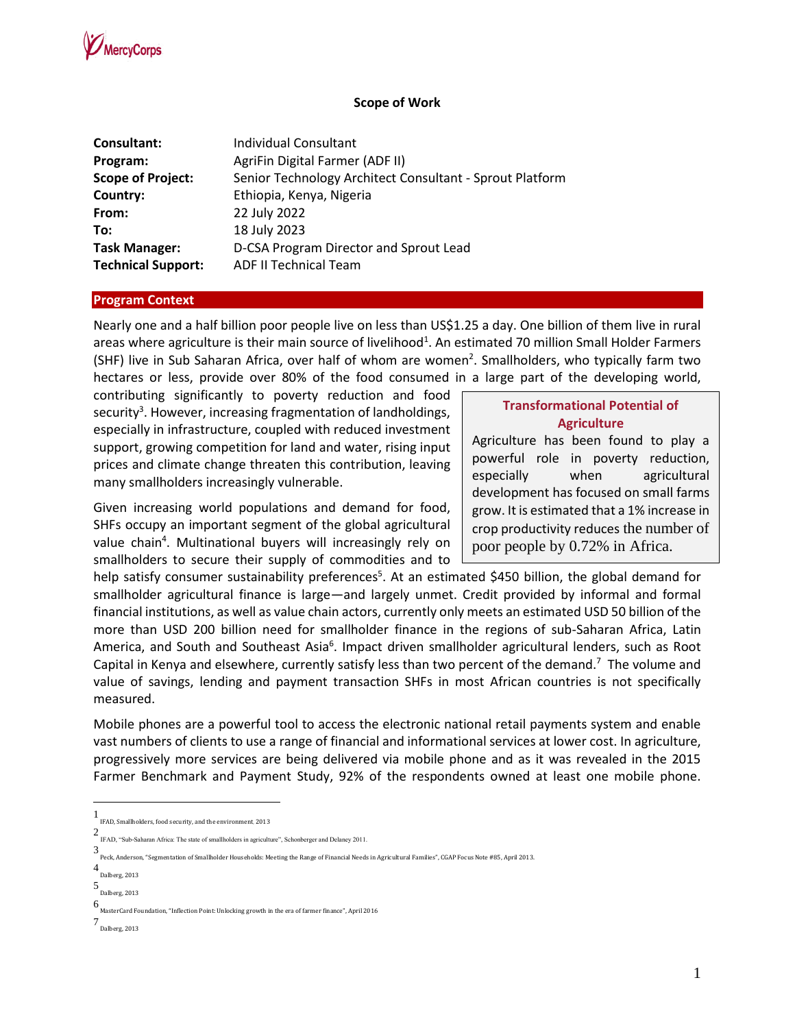## Scope of Work

| | |
|---|---|
| **Consultant:** | Individual Consultant |
| **Program:** | AgriFin Digital Farmer (ADF II) |
| **Scope of Project:** | Senior Technology Architect Consultant - Sprout Platform |
| **Country:** | Ethiopia, Kenya, Nigeria |
| **From:** | 22 July 2022 |
| **To:** | 18 July 2023 |
| **Task Manager:** | D-CSA Program Director and Sprout Lead |
| **Technical Support:** | ADF II Technical Team |

## Program Context

Nearly one and a half billion poor people live on less than US$1.25 a day. One billion of them live in rural areas where agriculture is their main source of livelihood[1]. An estimated 70 million Small Holder Farmers (SHF) live in Sub Saharan Africa, over half of whom are women[2]. Smallholders, who typically farm two hectares or less, provide over 80% of the food consumed in a large part of the developing world, contributing significantly to poverty reduction and food security[3]. However, increasing fragmentation of landholdings, especially in infrastructure, coupled with reduced investment support, growing competition for land and water, rising input prices and climate change threaten this contribution, leaving many smallholders increasingly vulnerable.

> **Transformational Potential of Agriculture**
>
> Agriculture has been found to play a powerful role in poverty reduction, especially when agricultural development has focused on small farms grow. It is estimated that a 1% increase in crop productivity reduces the number of poor people by 0.72% in Africa.

Given increasing world populations and demand for food, SHFs occupy an important segment of the global agricultural value chain[4]. Multinational buyers will increasingly rely on smallholders to secure their supply of commodities and to help satisfy consumer sustainability preferences[5]. At an estimated $450 billion, the global demand for smallholder agricultural finance is large—and largely unmet. Credit provided by informal and formal financial institutions, as well as value chain actors, currently only meets an estimated USD 50 billion of the more than USD 200 billion need for smallholder finance in the regions of sub-Saharan Africa, Latin America, and South and Southeast Asia[6]. Impact driven smallholder agricultural lenders, such as Root Capital in Kenya and elsewhere, currently satisfy less than two percent of the demand.[7] The volume and value of savings, lending and payment transaction SHFs in most African countries is not specifically measured.

Mobile phones are a powerful tool to access the electronic national retail payments system and enable vast numbers of clients to use a range of financial and informational services at lower cost. In agriculture, progressively more services are being delivered via mobile phone and as it was revealed in the 2015 Farmer Benchmark and Payment Study, 92% of the respondents owned at least one mobile phone.

---

1 IFAD, Smallholders, food security, and the environment. 2013

2 IFAD, "Sub-Saharan Africa: The state of smallholders in agriculture", Schonberger and Delaney 2011.

3 Peck, Anderson, "Segmentation of Smallholder Households: Meeting the Range of Financial Needs in Agricultural Families", CGAP Focus Note #85, April 2013.

4 Dalberg, 2013

5 Dalberg, 2013

6 MasterCard Foundation, "Inflection Point: Unlocking growth in the era of farmer finance", April 2016

7 Dalberg, 2013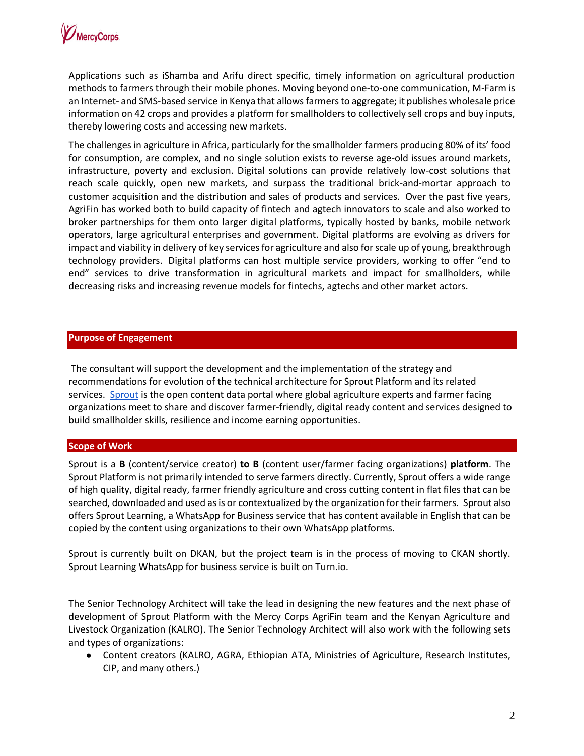Applications such as iShamba and Arifu direct specific, timely information on agricultural production methods to farmers through their mobile phones. Moving beyond one-to-one communication, M-Farm is an Internet- and SMS-based service in Kenya that allows farmers to aggregate; it publishes wholesale price information on 42 crops and provides a platform for smallholders to collectively sell crops and buy inputs, thereby lowering costs and accessing new markets.

The challenges in agriculture in Africa, particularly for the smallholder farmers producing 80% of its' food for consumption, are complex, and no single solution exists to reverse age-old issues around markets, infrastructure, poverty and exclusion. Digital solutions can provide relatively low-cost solutions that reach scale quickly, open new markets, and surpass the traditional brick-and-mortar approach to customer acquisition and the distribution and sales of products and services. Over the past five years, AgriFin has worked both to build capacity of fintech and agtech innovators to scale and also worked to broker partnerships for them onto larger digital platforms, typically hosted by banks, mobile network operators, large agricultural enterprises and government. Digital platforms are evolving as drivers for impact and viability in delivery of key services for agriculture and also for scale up of young, breakthrough technology providers. Digital platforms can host multiple service providers, working to offer "end to end" services to drive transformation in agricultural markets and impact for smallholders, while decreasing risks and increasing revenue models for fintechs, agtechs and other market actors.

## Purpose of Engagement

The consultant will support the development and the implementation of the strategy and recommendations for evolution of the technical architecture for Sprout Platform and its related services. Sprout is the open content data portal where global agriculture experts and farmer facing organizations meet to share and discover farmer-friendly, digital ready content and services designed to build smallholder skills, resilience and income earning opportunities.

## Scope of Work

Sprout is a **B** (content/service creator) **to B** (content user/farmer facing organizations) **platform**. The Sprout Platform is not primarily intended to serve farmers directly. Currently, Sprout offers a wide range of high quality, digital ready, farmer friendly agriculture and cross cutting content in flat files that can be searched, downloaded and used as is or contextualized by the organization for their farmers. Sprout also offers Sprout Learning, a WhatsApp for Business service that has content available in English that can be copied by the content using organizations to their own WhatsApp platforms.

Sprout is currently built on DKAN, but the project team is in the process of moving to CKAN shortly. Sprout Learning WhatsApp for business service is built on Turn.io.

The Senior Technology Architect will take the lead in designing the new features and the next phase of development of Sprout Platform with the Mercy Corps AgriFin team and the Kenyan Agriculture and Livestock Organization (KALRO). The Senior Technology Architect will also work with the following sets and types of organizations:

- Content creators (KALRO, AGRA, Ethiopian ATA, Ministries of Agriculture, Research Institutes, CIP, and many others.)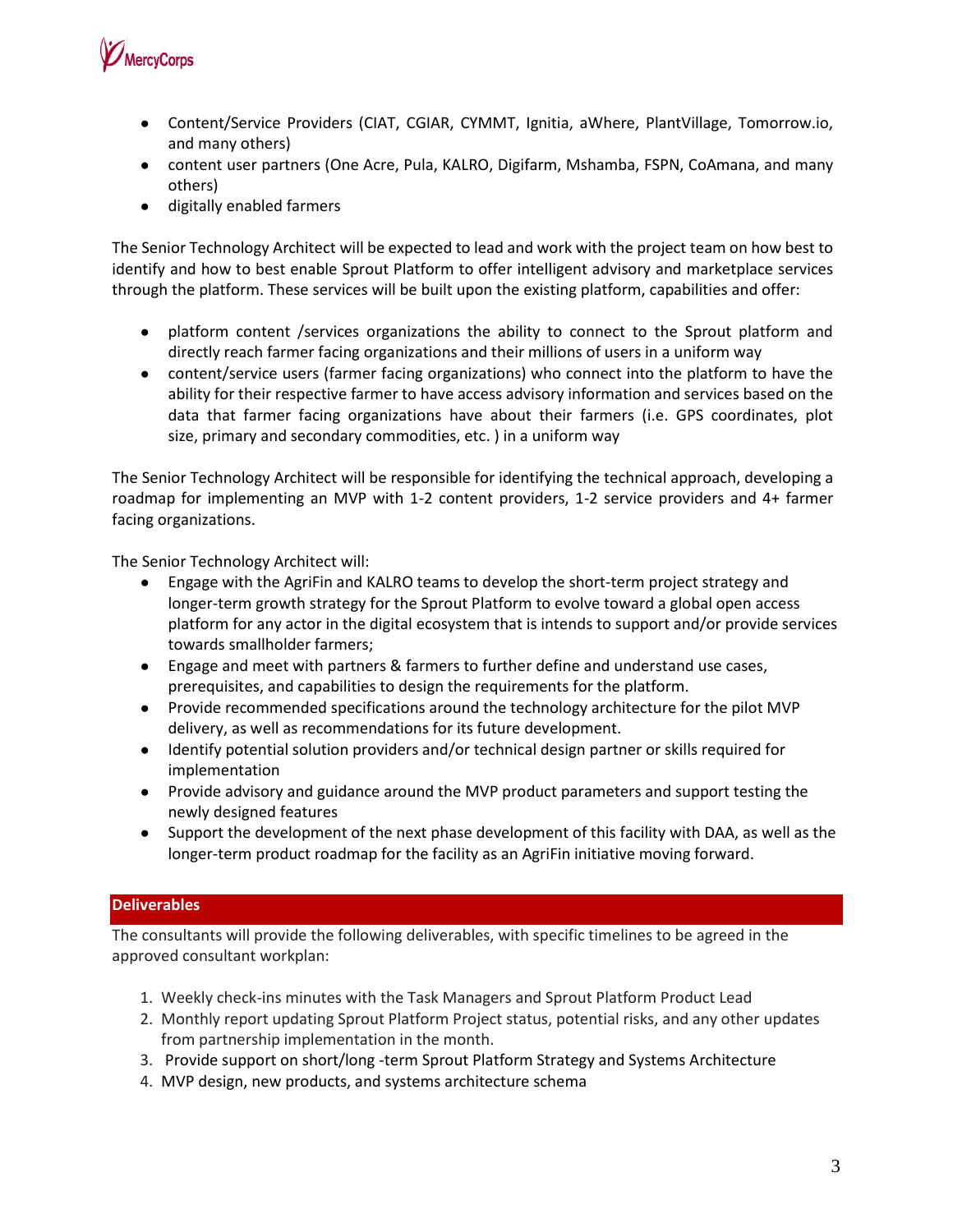- Content/Service Providers (CIAT, CGIAR, CYMMT, Ignitia, aWhere, PlantVillage, Tomorrow.io, and many others)
- content user partners (One Acre, Pula, KALRO, Digifarm, Mshamba, FSPN, CoAmana, and many others)
- digitally enabled farmers

The Senior Technology Architect will be expected to lead and work with the project team on how best to identify and how to best enable Sprout Platform to offer intelligent advisory and marketplace services through the platform. These services will be built upon the existing platform, capabilities and offer:

- platform content /services organizations the ability to connect to the Sprout platform and directly reach farmer facing organizations and their millions of users in a uniform way
- content/service users (farmer facing organizations) who connect into the platform to have the ability for their respective farmer to have access advisory information and services based on the data that farmer facing organizations have about their farmers (i.e. GPS coordinates, plot size, primary and secondary commodities, etc. ) in a uniform way

The Senior Technology Architect will be responsible for identifying the technical approach, developing a roadmap for implementing an MVP with 1-2 content providers, 1-2 service providers and 4+ farmer facing organizations.

The Senior Technology Architect will:

- Engage with the AgriFin and KALRO teams to develop the short-term project strategy and longer-term growth strategy for the Sprout Platform to evolve toward a global open access platform for any actor in the digital ecosystem that is intends to support and/or provide services towards smallholder farmers;
- Engage and meet with partners & farmers to further define and understand use cases, prerequisites, and capabilities to design the requirements for the platform.
- Provide recommended specifications around the technology architecture for the pilot MVP delivery, as well as recommendations for its future development.
- Identify potential solution providers and/or technical design partner or skills required for implementation
- Provide advisory and guidance around the MVP product parameters and support testing the newly designed features
- Support the development of the next phase development of this facility with DAA, as well as the longer-term product roadmap for the facility as an AgriFin initiative moving forward.

## Deliverables

The consultants will provide the following deliverables, with specific timelines to be agreed in the approved consultant workplan:

1. Weekly check-ins minutes with the Task Managers and Sprout Platform Product Lead
2. Monthly report updating Sprout Platform Project status, potential risks, and any other updates from partnership implementation in the month.
3. Provide support on short/long -term Sprout Platform Strategy and Systems Architecture
4. MVP design, new products, and systems architecture schema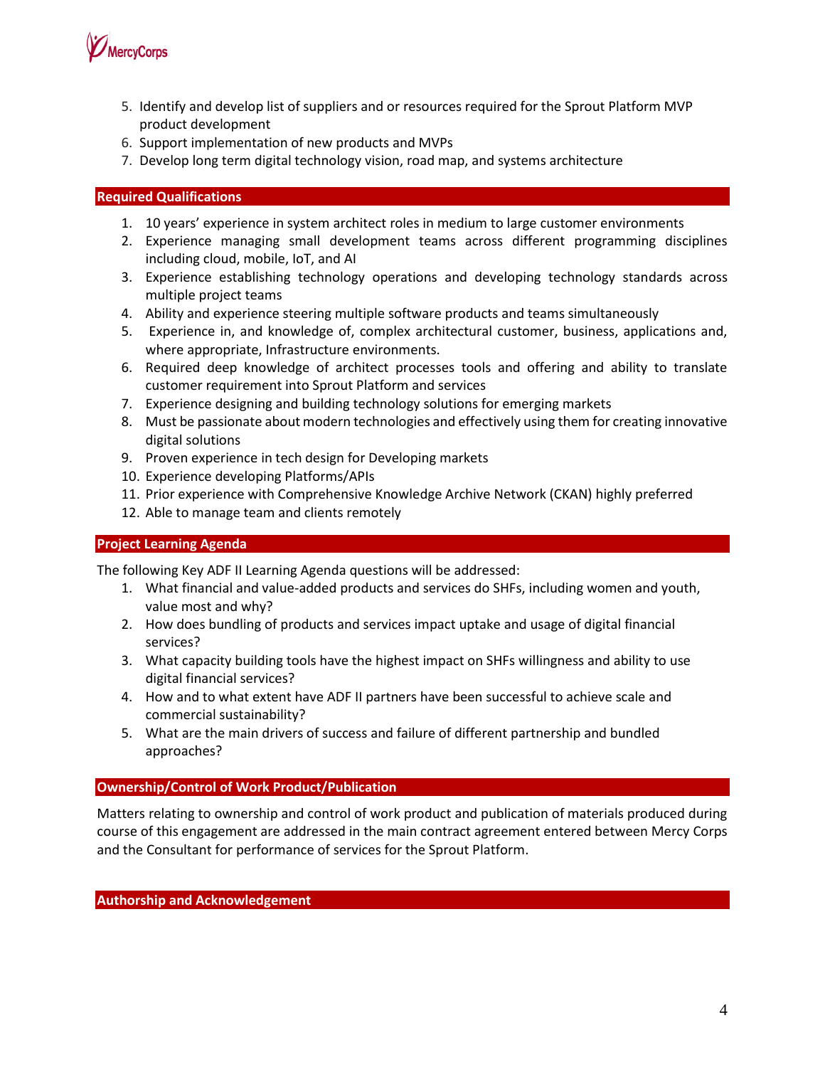5. Identify and develop list of suppliers and or resources required for the Sprout Platform MVP product development
6. Support implementation of new products and MVPs
7. Develop long term digital technology vision, road map, and systems architecture

## Required Qualifications

1. 10 years' experience in system architect roles in medium to large customer environments
2. Experience managing small development teams across different programming disciplines including cloud, mobile, IoT, and AI
3. Experience establishing technology operations and developing technology standards across multiple project teams
4. Ability and experience steering multiple software products and teams simultaneously
5. Experience in, and knowledge of, complex architectural customer, business, applications and, where appropriate, Infrastructure environments.
6. Required deep knowledge of architect processes tools and offering and ability to translate customer requirement into Sprout Platform and services
7. Experience designing and building technology solutions for emerging markets
8. Must be passionate about modern technologies and effectively using them for creating innovative digital solutions
9. Proven experience in tech design for Developing markets
10. Experience developing Platforms/APIs
11. Prior experience with Comprehensive Knowledge Archive Network (CKAN) highly preferred
12. Able to manage team and clients remotely

## Project Learning Agenda

The following Key ADF II Learning Agenda questions will be addressed:

1. What financial and value-added products and services do SHFs, including women and youth, value most and why?
2. How does bundling of products and services impact uptake and usage of digital financial services?
3. What capacity building tools have the highest impact on SHFs willingness and ability to use digital financial services?
4. How and to what extent have ADF II partners have been successful to achieve scale and commercial sustainability?
5. What are the main drivers of success and failure of different partnership and bundled approaches?

## Ownership/Control of Work Product/Publication

Matters relating to ownership and control of work product and publication of materials produced during course of this engagement are addressed in the main contract agreement entered between Mercy Corps and the Consultant for performance of services for the Sprout Platform.

## Authorship and Acknowledgement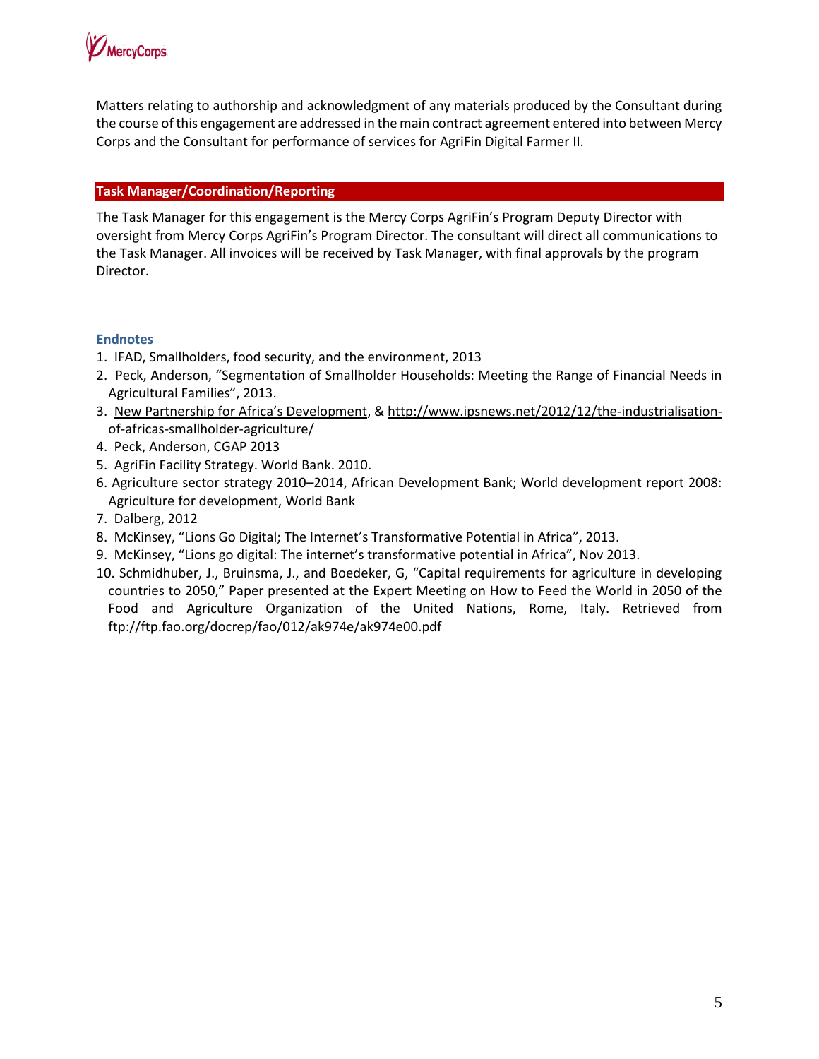Matters relating to authorship and acknowledgment of any materials produced by the Consultant during the course of this engagement are addressed in the main contract agreement entered into between Mercy Corps and the Consultant for performance of services for AgriFin Digital Farmer II.

## Task Manager/Coordination/Reporting

The Task Manager for this engagement is the Mercy Corps AgriFin's Program Deputy Director with oversight from Mercy Corps AgriFin's Program Director. The consultant will direct all communications to the Task Manager. All invoices will be received by Task Manager, with final approvals by the program Director.

### Endnotes

1. IFAD, Smallholders, food security, and the environment, 2013
2. Peck, Anderson, "Segmentation of Smallholder Households: Meeting the Range of Financial Needs in Agricultural Families", 2013.
3. New Partnership for Africa's Development, & http://www.ipsnews.net/2012/12/the-industrialisation-of-africas-smallholder-agriculture/
4. Peck, Anderson, CGAP 2013
5. AgriFin Facility Strategy. World Bank. 2010.
6. Agriculture sector strategy 2010–2014, African Development Bank; World development report 2008: Agriculture for development, World Bank
7. Dalberg, 2012
8. McKinsey, "Lions Go Digital; The Internet's Transformative Potential in Africa", 2013.
9. McKinsey, "Lions go digital: The internet's transformative potential in Africa", Nov 2013.
10. Schmidhuber, J., Bruinsma, J., and Boedeker, G, "Capital requirements for agriculture in developing countries to 2050," Paper presented at the Expert Meeting on How to Feed the World in 2050 of the Food and Agriculture Organization of the United Nations, Rome, Italy. Retrieved from ftp://ftp.fao.org/docrep/fao/012/ak974e/ak974e00.pdf